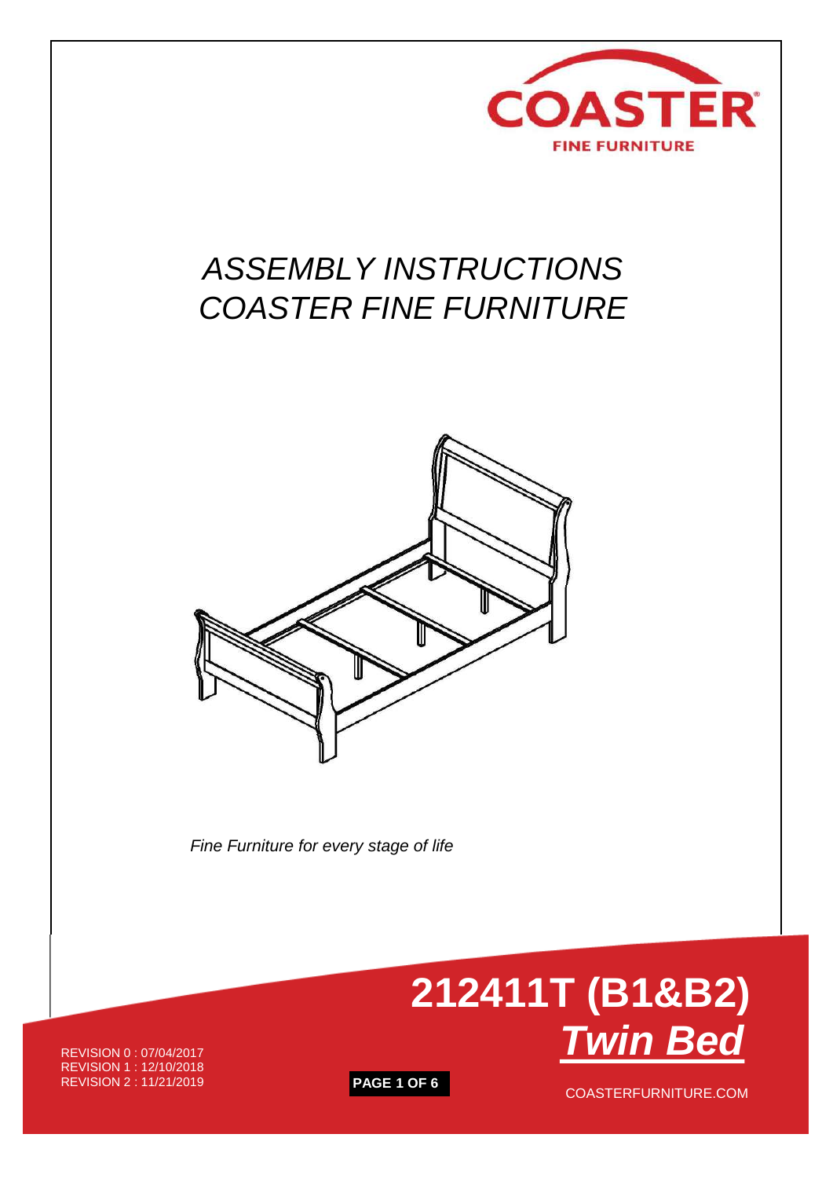COASTER

FINE FURNITURE

# *ASSEMBLY INSTRUCTIONS*
# *COASTER FINE FURNITURE*

*Fine Furniture for every stage of life*

# 212411T (B1&B2)
## ***Twin Bed***

REVISION 0 : 07/04/2017
REVISION 1 : 12/10/2018
REVISION 2 : 11/21/2019

COASTERFURNITURE.COM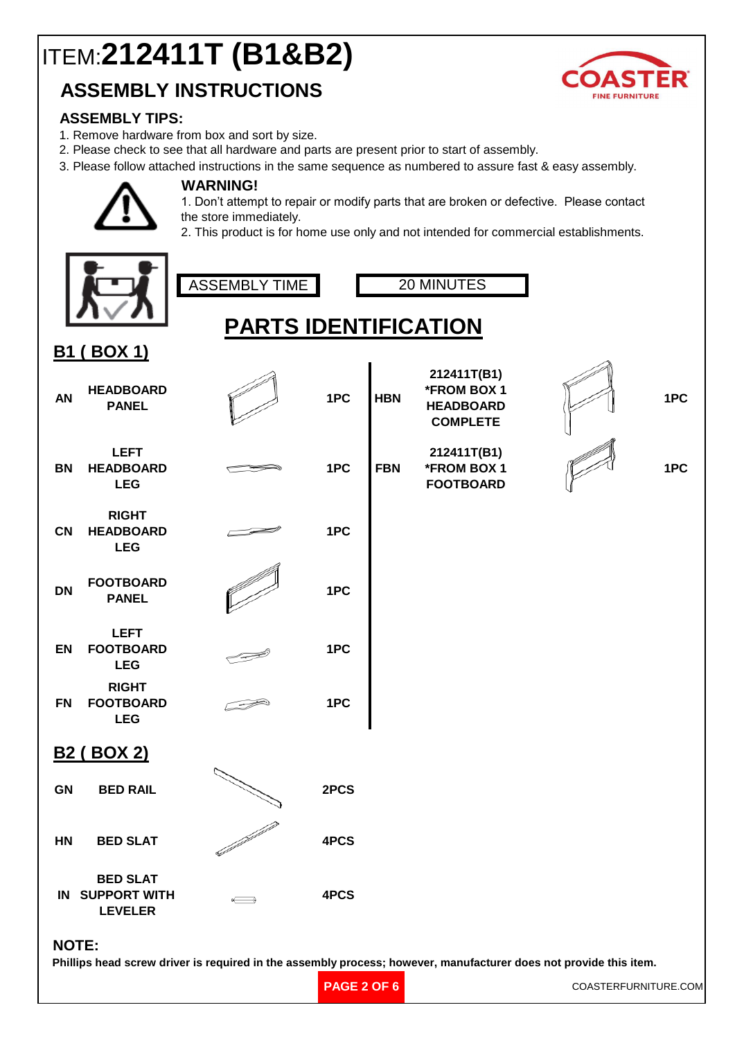# ITEM:**212411T (B1&B2)**

## ASSEMBLY INSTRUCTIONS

COASTER FINE FURNITURE

### ASSEMBLY TIPS:

1. Remove hardware from box and sort by size.
2. Please check to see that all hardware and parts are present prior to start of assembly.
3. Please follow attached instructions in the same sequence as numbered to assure fast & easy assembly.

**WARNING!**

1. Don't attempt to repair or modify parts that are broken or defective. Please contact the store immediately.
2. This product is for home use only and not intended for commercial establishments.

| ASSEMBLY TIME | 20 MINUTES |
|---|---|

## PARTS IDENTIFICATION

### B1 ( BOX 1)

| | | | | | | |
|---|---|---|---|---|---|---|
| AN | HEADBOARD PANEL | 1PC | HBN | 212411T(B1) *FROM BOX 1 HEADBOARD COMPLETE | 1PC |
| BN | LEFT HEADBOARD LEG | 1PC | FBN | 212411T(B1) *FROM BOX 1 FOOTBOARD | 1PC |
| CN | RIGHT HEADBOARD LEG | 1PC | | | |
| DN | FOOTBOARD PANEL | 1PC | | | |
| EN | LEFT FOOTBOARD LEG | 1PC | | | |
| FN | RIGHT FOOTBOARD LEG | 1PC | | | |

### B2 ( BOX 2)

| | | |
|---|---|---|
| GN | BED RAIL | 2PCS |
| HN | BED SLAT | 4PCS |
| IN | BED SLAT SUPPORT WITH LEVELER | 4PCS |

**NOTE:**

**Phillips head screw driver is required in the assembly process; however, manufacturer does not provide this item.**

COASTERFURNITURE.COM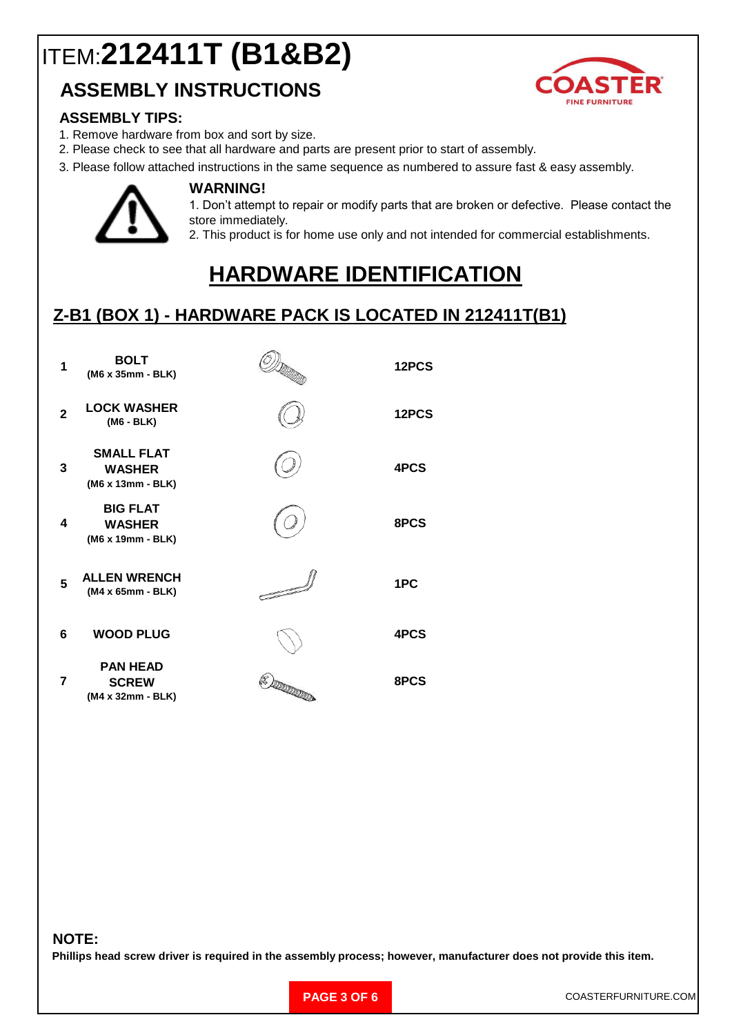# ITEM:**212411T (B1&B2)**

## ASSEMBLY INSTRUCTIONS

COASTER
FINE FURNITURE

### ASSEMBLY TIPS:

1. Remove hardware from box and sort by size.
2. Please check to see that all hardware and parts are present prior to start of assembly.
3. Please follow attached instructions in the same sequence as numbered to assure fast & easy assembly.

### WARNING!

1. Don't attempt to repair or modify parts that are broken or defective. Please contact the store immediately.
2. This product is for home use only and not intended for commercial establishments.

## HARDWARE IDENTIFICATION

### Z-B1 (BOX 1) - HARDWARE PACK IS LOCATED IN 212411T(B1)

| No. | Part | Quantity |
| --- | --- | --- |
| 1 | **BOLT** (M6 x 35mm - BLK) | 12PCS |
| 2 | **LOCK WASHER** (M6 - BLK) | 12PCS |
| 3 | **SMALL FLAT WASHER** (M6 x 13mm - BLK) | 4PCS |
| 4 | **BIG FLAT WASHER** (M6 x 19mm - BLK) | 8PCS |
| 5 | **ALLEN WRENCH** (M4 x 65mm - BLK) | 1PC |
| 6 | **WOOD PLUG** | 4PCS |
| 7 | **PAN HEAD SCREW** (M4 x 32mm - BLK) | 8PCS |

**NOTE:**

**Phillips head screw driver is required in the assembly process; however, manufacturer does not provide this item.**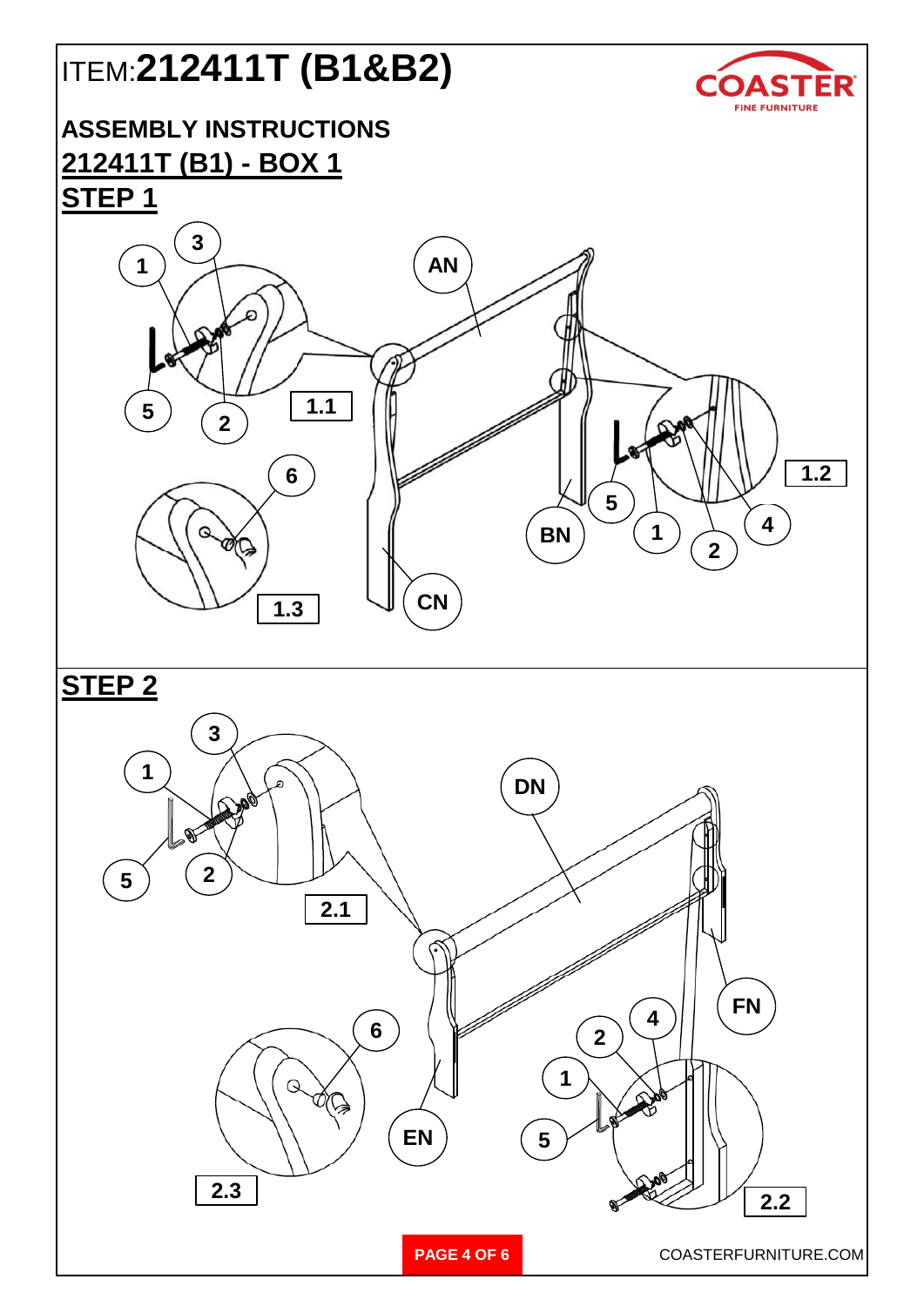# ITEM:**212411T (B1&B2)**

## ASSEMBLY INSTRUCTIONS

## 212411T (B1) - BOX 1

## STEP 1

1 3 AN 5 2 1.1 6 1.2 5 4 BN 1 2 1.3 CN

## STEP 2

3 1 DN 5 2 2.1 FN 6 4 2 1 EN 5 2.3 2.2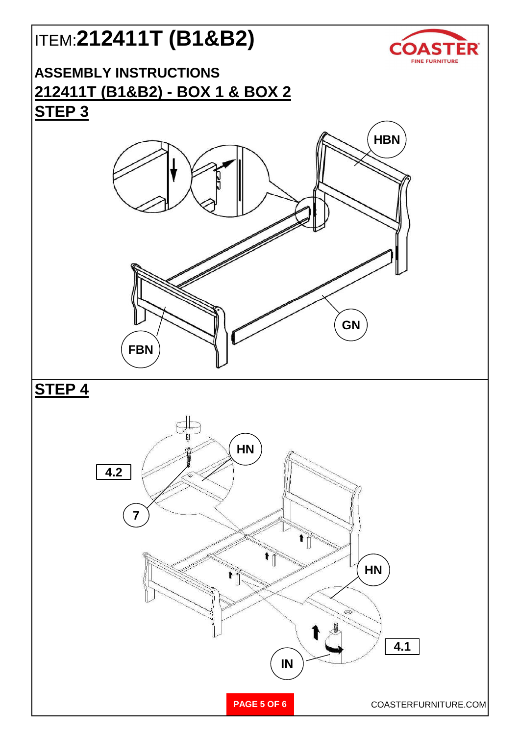# ITEM:**212411T (B1&B2)**

**ASSEMBLY INSTRUCTIONS**

**212411T (B1&B2) - BOX 1 & BOX 2**

## STEP 3

HBN

GN

FBN

## STEP 4

HN

4.2

7

HN

4.1

IN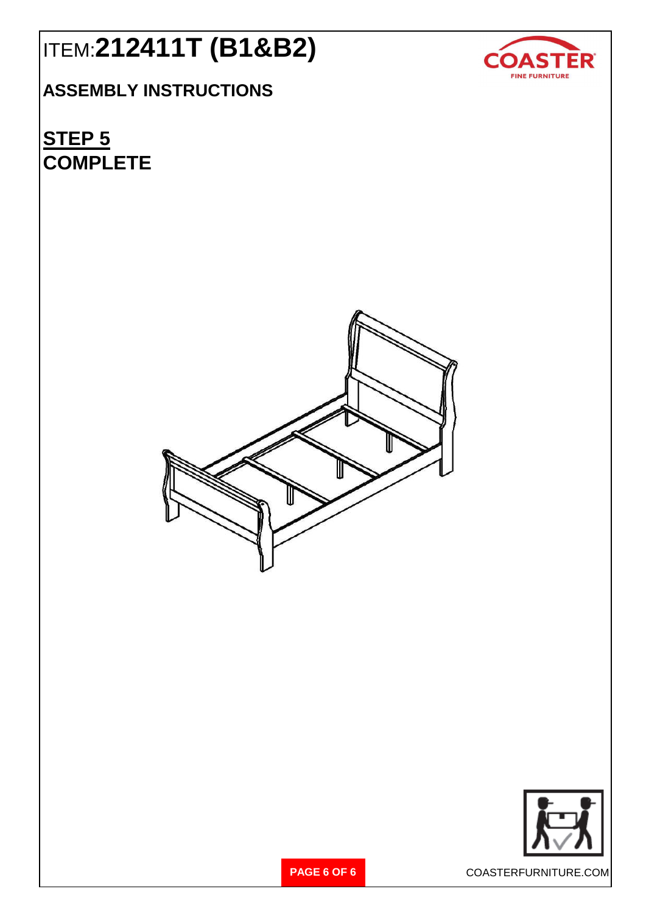# ITEM:212411T (B1&B2)

## ASSEMBLY INSTRUCTIONS

## STEP 5
## COMPLETE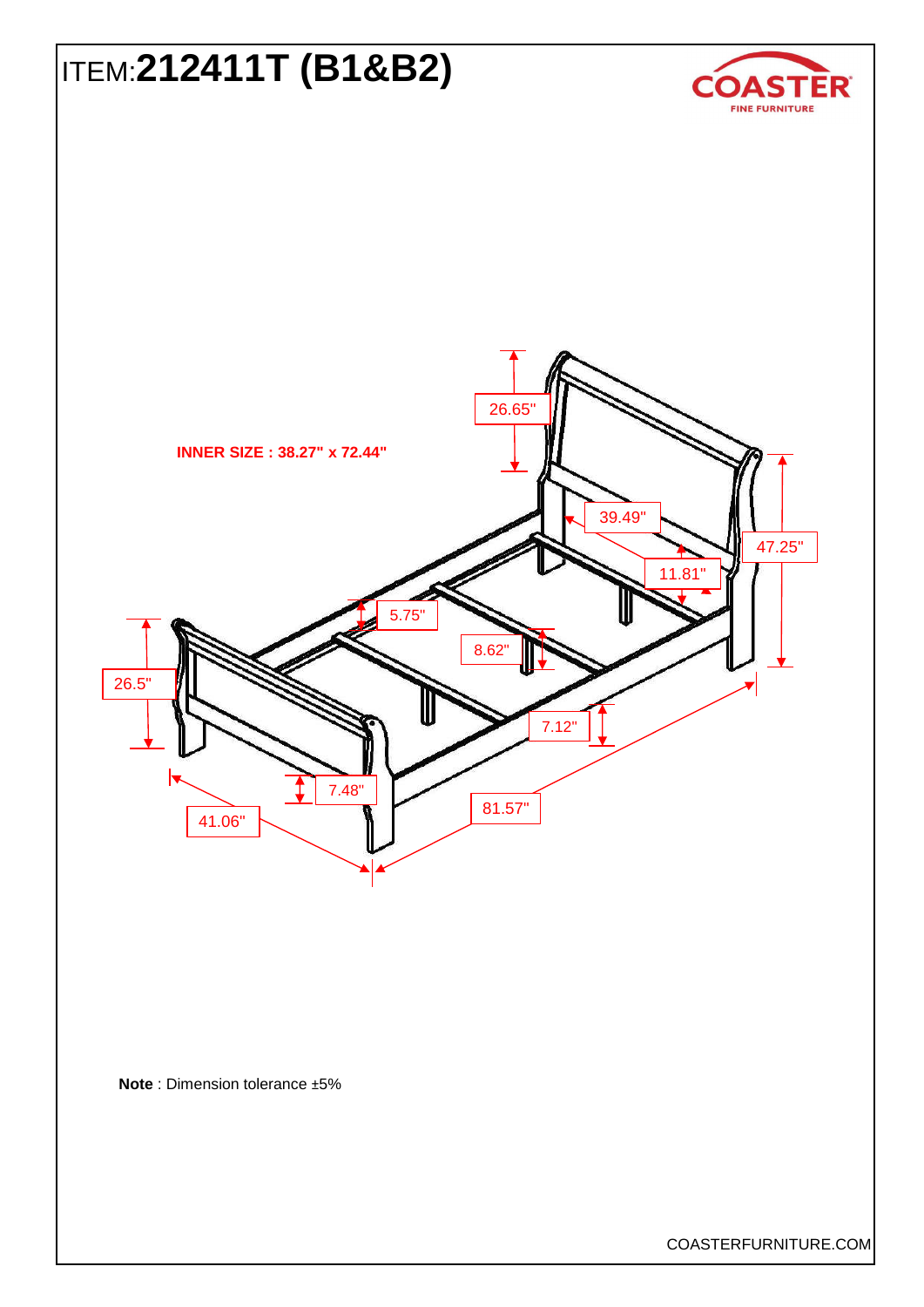# ITEM:212411T (B1&B2)

COASTER
FINE FURNITURE

INNER SIZE : 38.27" x 72.44"

26.65"

39.49"

47.25"

11.81"

5.75"

8.62"

26.5"

7.12"

7.48"

41.06"

81.57"

**Note** : Dimension tolerance ±5%

COASTERFURNITURE.COM